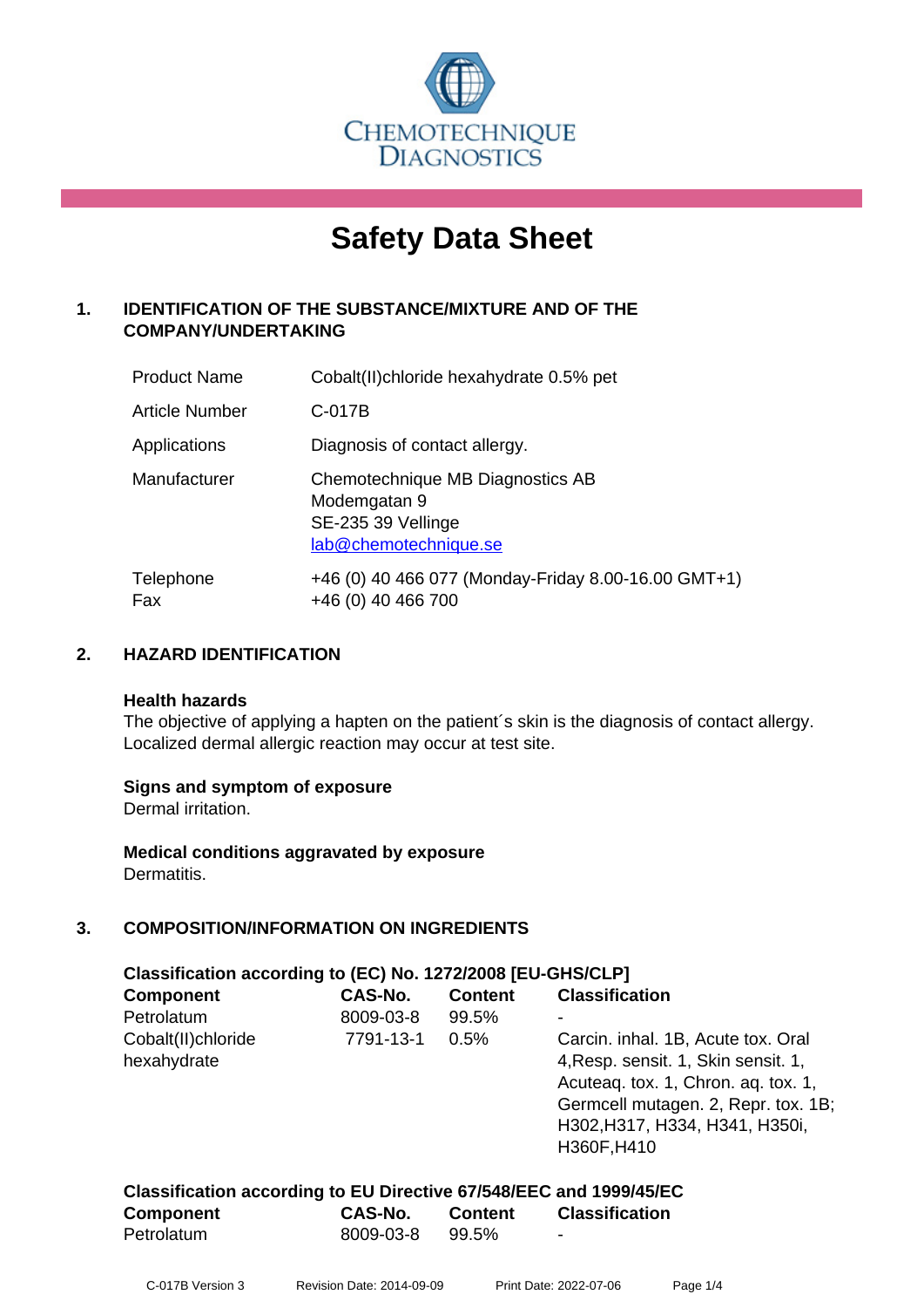Chemotechnique Diagnostics

# Safety Data Sheet

## 1. IDENTIFICATION OF THE SUBSTANCE/MIXTURE AND OF THE COMPANY/UNDERTAKING

| | |
|---|---|
| Product Name | Cobalt(II)chloride hexahydrate 0.5% pet |
| Article Number | C-017B |
| Applications | Diagnosis of contact allergy. |
| Manufacturer | Chemotechnique MB Diagnostics AB<br>Modemgatan 9<br>SE-235 39 Vellinge<br>lab@chemotechnique.se |
| Telephone<br>Fax | +46 (0) 40 466 077 (Monday-Friday 8.00-16.00 GMT+1)<br>+46 (0) 40 466 700 |

## 2. HAZARD IDENTIFICATION

**Health hazards**
The objective of applying a hapten on the patient´s skin is the diagnosis of contact allergy. Localized dermal allergic reaction may occur at test site.

**Signs and symptom of exposure**
Dermal irritation.

**Medical conditions aggravated by exposure**
Dermatitis.

## 3. COMPOSITION/INFORMATION ON INGREDIENTS

**Classification according to (EC) No. 1272/2008 [EU-GHS/CLP]**

| Component | CAS-No. | Content | Classification |
|---|---|---|---|
| Petrolatum | 8009-03-8 | 99.5% | - |
| Cobalt(II)chloride hexahydrate | 7791-13-1 | 0.5% | Carcin. inhal. 1B, Acute tox. Oral 4,Resp. sensit. 1, Skin sensit. 1, Acuteaq. tox. 1, Chron. aq. tox. 1, Germcell mutagen. 2, Repr. tox. 1B; H302,H317, H334, H341, H350i, H360F,H410 |

**Classification according to EU Directive 67/548/EEC and 1999/45/EC**

| Component | CAS-No. | Content | Classification |
|---|---|---|---|
| Petrolatum | 8009-03-8 | 99.5% | - |

C-017B Version 3 Revision Date: 2014-09-09 Print Date: 2022-07-06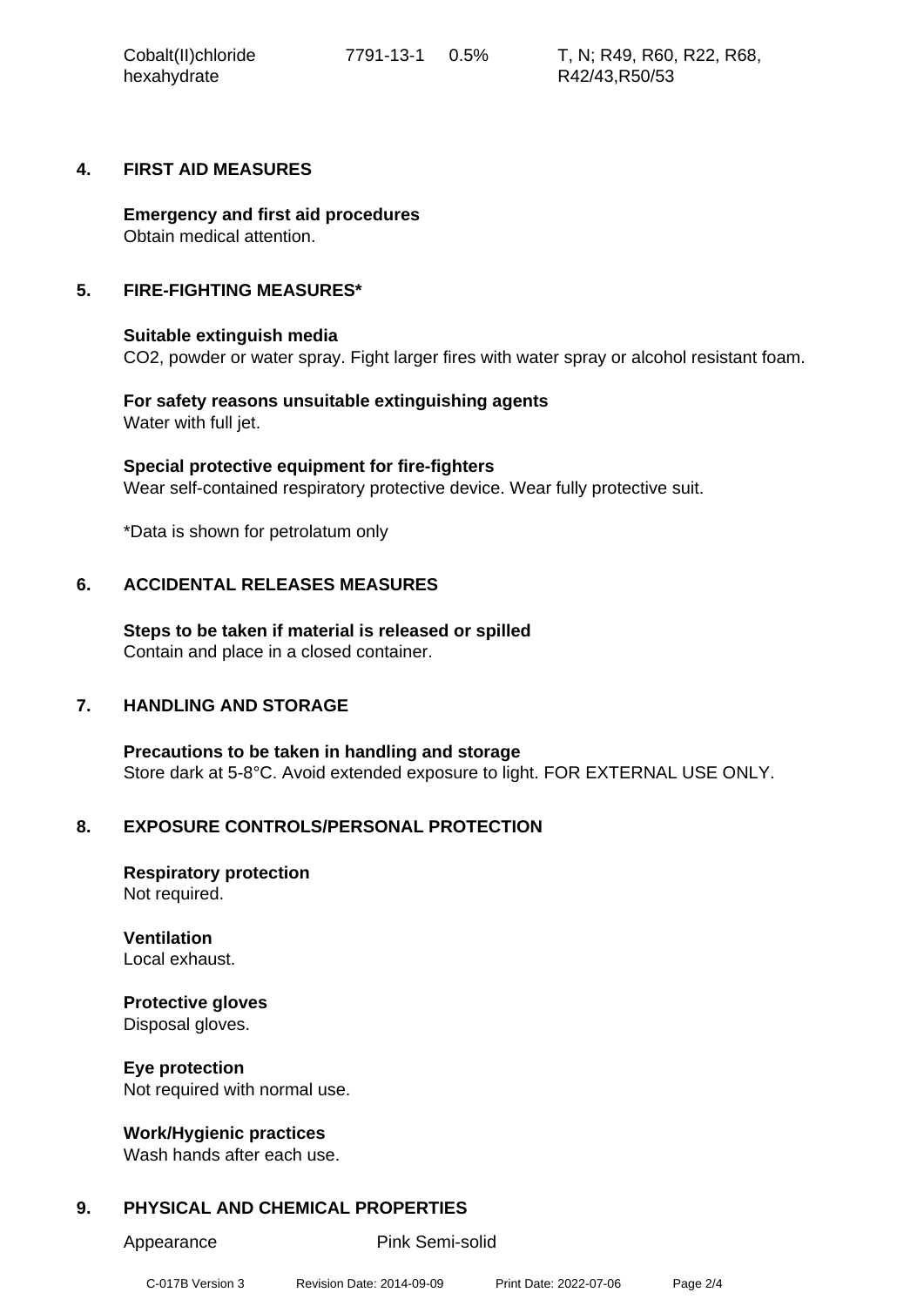| Cobalt(II)chloride hexahydrate | 7791-13-1 | 0.5% | T, N; R49, R60, R22, R68, R42/43,R50/53 |
|---|---|---|---|

## 4. FIRST AID MEASURES

**Emergency and first aid procedures**
Obtain medical attention.

## 5. FIRE-FIGHTING MEASURES*

**Suitable extinguish media**
CO2, powder or water spray. Fight larger fires with water spray or alcohol resistant foam.

**For safety reasons unsuitable extinguishing agents**
Water with full jet.

**Special protective equipment for fire-fighters**
Wear self-contained respiratory protective device. Wear fully protective suit.

*Data is shown for petrolatum only

## 6. ACCIDENTAL RELEASES MEASURES

**Steps to be taken if material is released or spilled**
Contain and place in a closed container.

## 7. HANDLING AND STORAGE

**Precautions to be taken in handling and storage**
Store dark at 5-8°C. Avoid extended exposure to light. FOR EXTERNAL USE ONLY.

## 8. EXPOSURE CONTROLS/PERSONAL PROTECTION

**Respiratory protection**
Not required.

**Ventilation**
Local exhaust.

**Protective gloves**
Disposal gloves.

**Eye protection**
Not required with normal use.

**Work/Hygienic practices**
Wash hands after each use.

## 9. PHYSICAL AND CHEMICAL PROPERTIES

Appearance Pink Semi-solid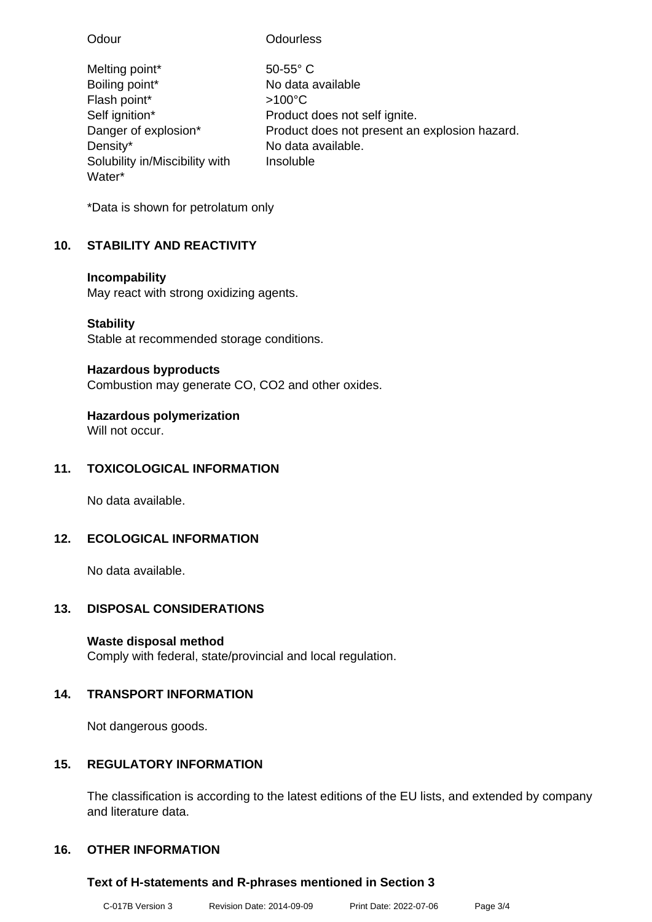| | |
|---|---|
| Odour | Odourless |
| Melting point* | 50-55° C |
| Boiling point* | No data available |
| Flash point* | >100°C |
| Self ignition* | Product does not self ignite. |
| Danger of explosion* | Product does not present an explosion hazard. |
| Density* | No data available. |
| Solubility in/Miscibility with Water* | Insoluble |

*Data is shown for petrolatum only

## 10. STABILITY AND REACTIVITY

**Incompability**
May react with strong oxidizing agents.

**Stability**
Stable at recommended storage conditions.

**Hazardous byproducts**
Combustion may generate CO, $CO_2$ and other oxides.

**Hazardous polymerization**
Will not occur.

## 11. TOXICOLOGICAL INFORMATION

No data available.

## 12. ECOLOGICAL INFORMATION

No data available.

## 13. DISPOSAL CONSIDERATIONS

**Waste disposal method**
Comply with federal, state/provincial and local regulation.

## 14. TRANSPORT INFORMATION

Not dangerous goods.

## 15. REGULATORY INFORMATION

The classification is according to the latest editions of the EU lists, and extended by company and literature data.

## 16. OTHER INFORMATION

**Text of H-statements and R-phrases mentioned in Section 3**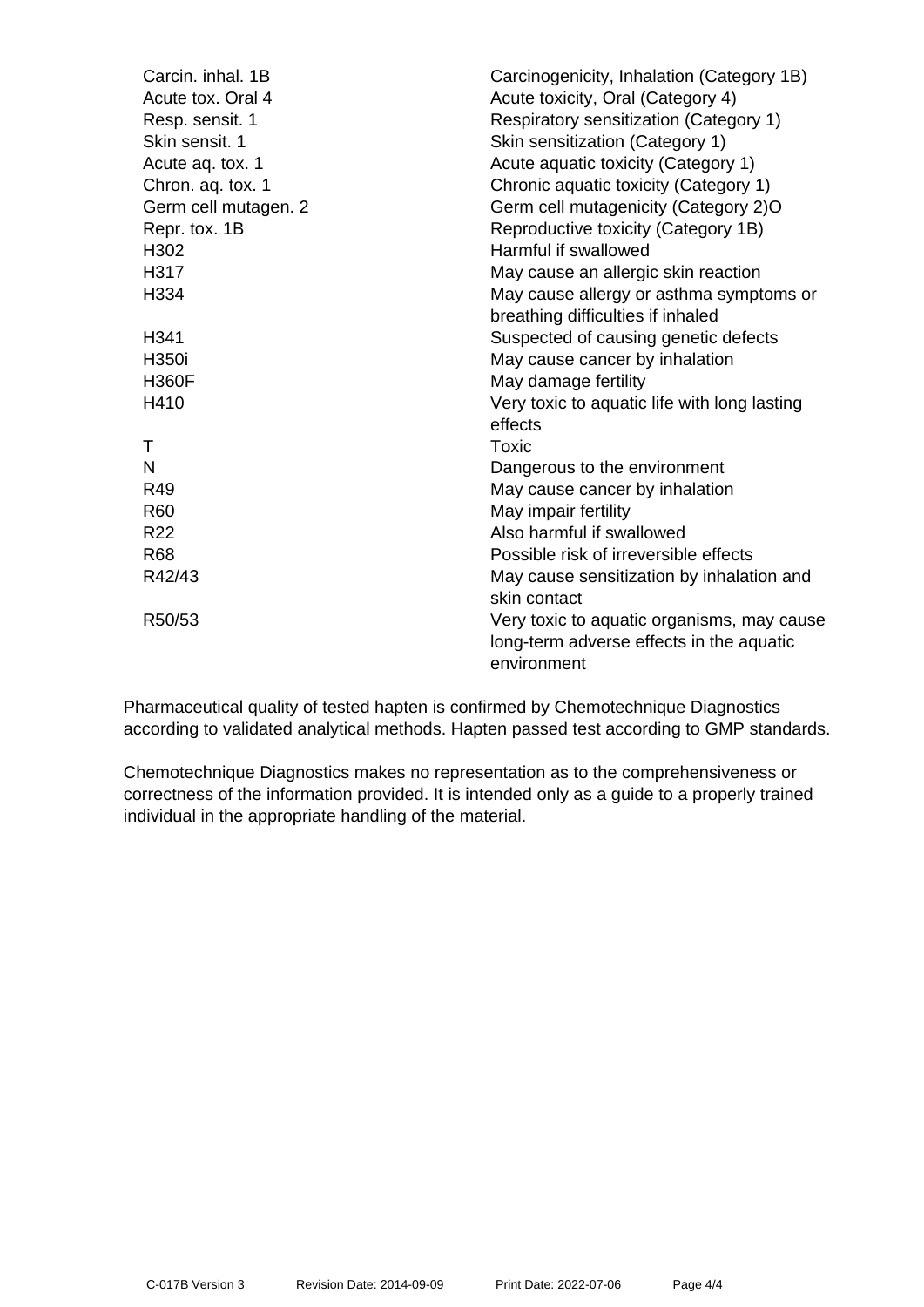| | |
|---|---|
| Carcin. inhal. 1B | Carcinogenicity, Inhalation (Category 1B) |
| Acute tox. Oral 4 | Acute toxicity, Oral (Category 4) |
| Resp. sensit. 1 | Respiratory sensitization (Category 1) |
| Skin sensit. 1 | Skin sensitization (Category 1) |
| Acute aq. tox. 1 | Acute aquatic toxicity (Category 1) |
| Chron. aq. tox. 1 | Chronic aquatic toxicity (Category 1) |
| Germ cell mutagen. 2 | Germ cell mutagenicity (Category 2)O |
| Repr. tox. 1B | Reproductive toxicity (Category 1B) |
| H302 | Harmful if swallowed |
| H317 | May cause an allergic skin reaction |
| H334 | May cause allergy or asthma symptoms or breathing difficulties if inhaled |
| H341 | Suspected of causing genetic defects |
| H350i | May cause cancer by inhalation |
| H360F | May damage fertility |
| H410 | Very toxic to aquatic life with long lasting effects |
| T | Toxic |
| N | Dangerous to the environment |
| R49 | May cause cancer by inhalation |
| R60 | May impair fertility |
| R22 | Also harmful if swallowed |
| R68 | Possible risk of irreversible effects |
| R42/43 | May cause sensitization by inhalation and skin contact |
| R50/53 | Very toxic to aquatic organisms, may cause long-term adverse effects in the aquatic environment |

Pharmaceutical quality of tested hapten is confirmed by Chemotechnique Diagnostics according to validated analytical methods. Hapten passed test according to GMP standards.

Chemotechnique Diagnostics makes no representation as to the comprehensiveness or correctness of the information provided. It is intended only as a guide to a properly trained individual in the appropriate handling of the material.

C-017B Version 3 Revision Date: 2014-09-09 Print Date: 2022-07-06